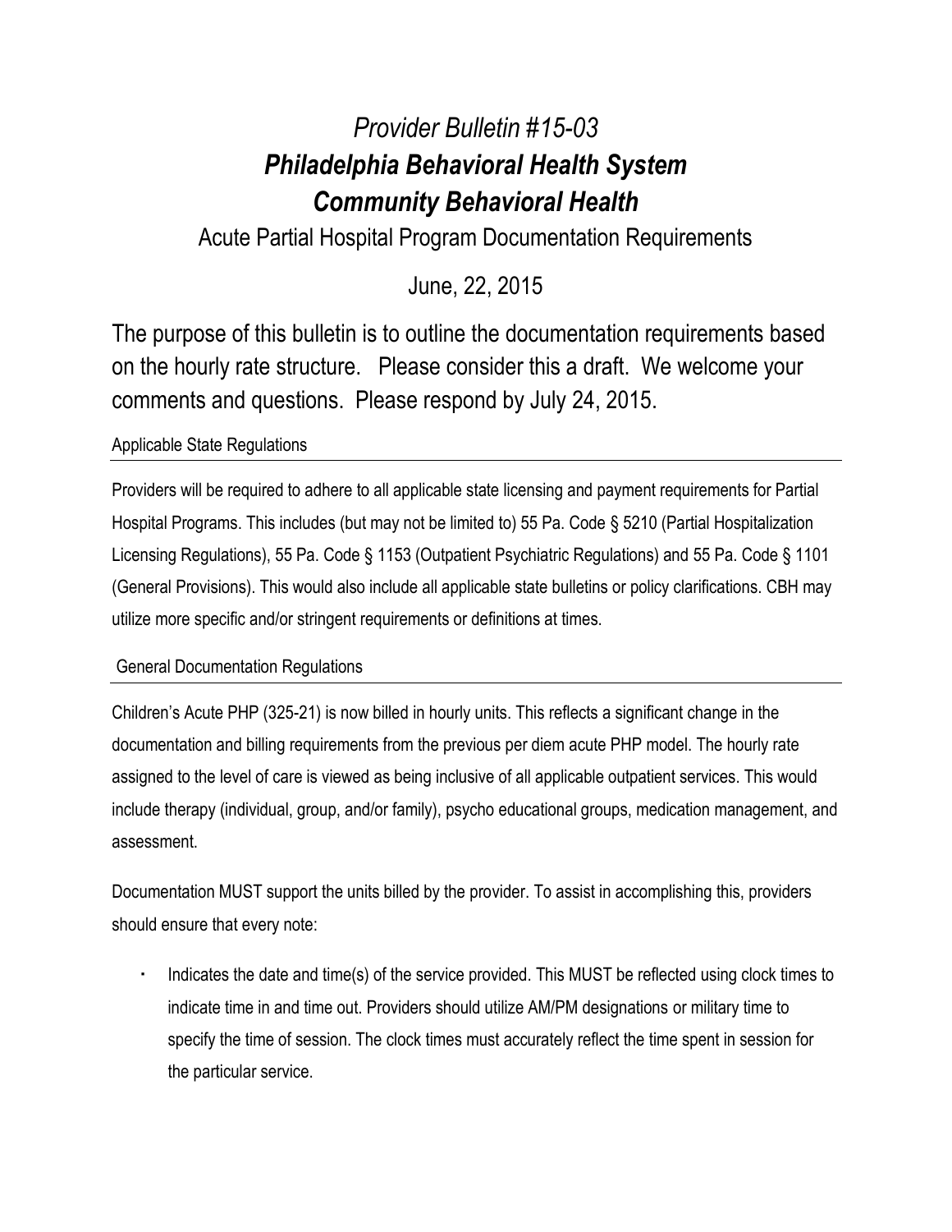# *Provider Bulletin #15-03*
# ***Philadelphia Behavioral Health System***
# ***Community Behavioral Health***

## Acute Partial Hospital Program Documentation Requirements

June, 22, 2015

The purpose of this bulletin is to outline the documentation requirements based on the hourly rate structure. Please consider this a draft. We welcome your comments and questions. Please respond by July 24, 2015.

### Applicable State Regulations

Providers will be required to adhere to all applicable state licensing and payment requirements for Partial Hospital Programs. This includes (but may not be limited to) 55 Pa. Code § 5210 (Partial Hospitalization Licensing Regulations), 55 Pa. Code § 1153 (Outpatient Psychiatric Regulations) and 55 Pa. Code § 1101 (General Provisions). This would also include all applicable state bulletins or policy clarifications. CBH may utilize more specific and/or stringent requirements or definitions at times.

### General Documentation Regulations

Children's Acute PHP (325-21) is now billed in hourly units. This reflects a significant change in the documentation and billing requirements from the previous per diem acute PHP model. The hourly rate assigned to the level of care is viewed as being inclusive of all applicable outpatient services. This would include therapy (individual, group, and/or family), psycho educational groups, medication management, and assessment.

Documentation MUST support the units billed by the provider. To assist in accomplishing this, providers should ensure that every note:

- Indicates the date and time(s) of the service provided. This MUST be reflected using clock times to indicate time in and time out. Providers should utilize AM/PM designations or military time to specify the time of session. The clock times must accurately reflect the time spent in session for the particular service.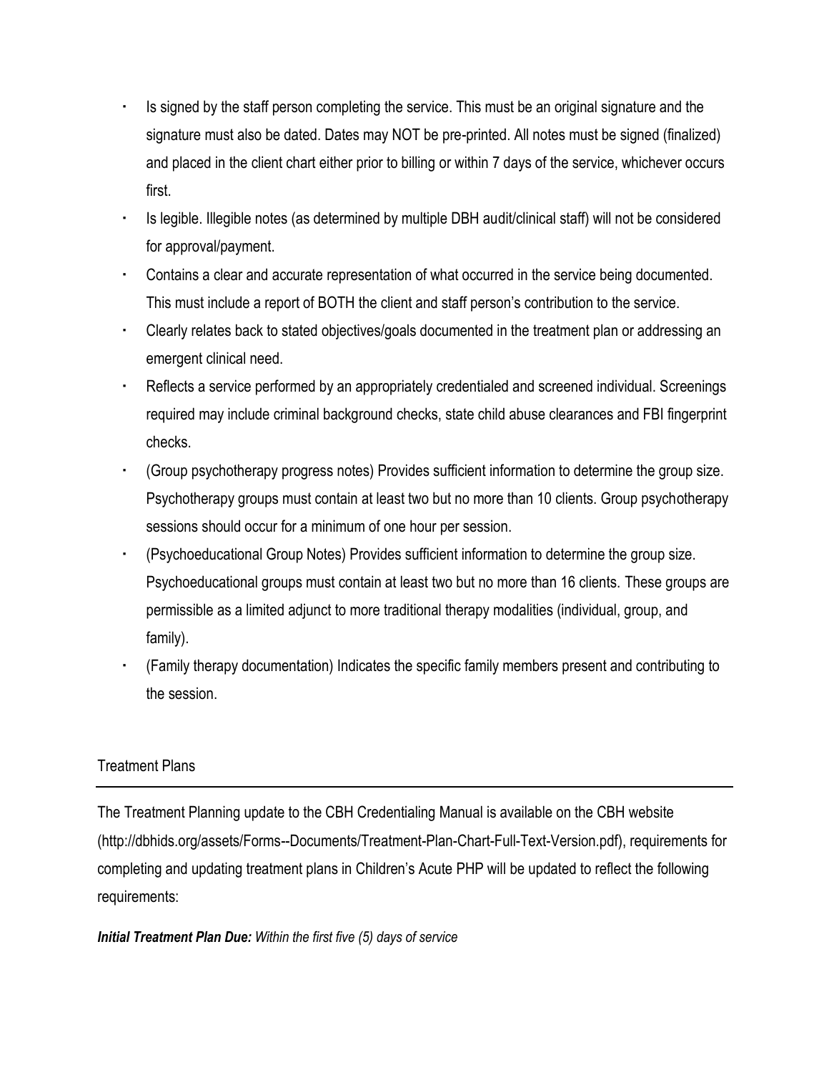- Is signed by the staff person completing the service. This must be an original signature and the signature must also be dated. Dates may NOT be pre-printed. All notes must be signed (finalized) and placed in the client chart either prior to billing or within 7 days of the service, whichever occurs first.
- Is legible. Illegible notes (as determined by multiple DBH audit/clinical staff) will not be considered for approval/payment.
- Contains a clear and accurate representation of what occurred in the service being documented. This must include a report of BOTH the client and staff person's contribution to the service.
- Clearly relates back to stated objectives/goals documented in the treatment plan or addressing an emergent clinical need.
- Reflects a service performed by an appropriately credentialed and screened individual. Screenings required may include criminal background checks, state child abuse clearances and FBI fingerprint checks.
- (Group psychotherapy progress notes) Provides sufficient information to determine the group size. Psychotherapy groups must contain at least two but no more than 10 clients. Group psychotherapy sessions should occur for a minimum of one hour per session.
- (Psychoeducational Group Notes) Provides sufficient information to determine the group size. Psychoeducational groups must contain at least two but no more than 16 clients. These groups are permissible as a limited adjunct to more traditional therapy modalities (individual, group, and family).
- (Family therapy documentation) Indicates the specific family members present and contributing to the session.

## Treatment Plans

The Treatment Planning update to the CBH Credentialing Manual is available on the CBH website (http://dbhids.org/assets/Forms--Documents/Treatment-Plan-Chart-Full-Text-Version.pdf), requirements for completing and updating treatment plans in Children's Acute PHP will be updated to reflect the following requirements:

***Initial Treatment Plan Due:*** *Within the first five (5) days of service*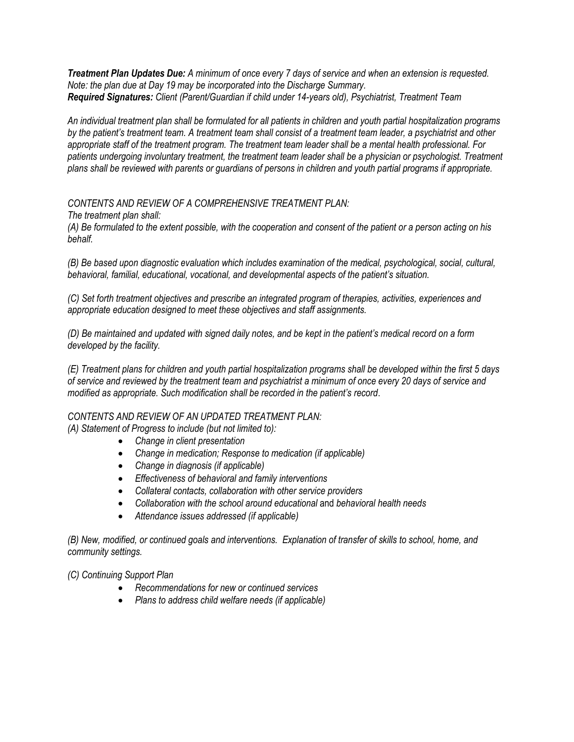***Treatment Plan Updates Due:*** *A minimum of once every 7 days of service and when an extension is requested. Note: the plan due at Day 19 may be incorporated into the Discharge Summary.*
***Required Signatures:*** *Client (Parent/Guardian if child under 14-years old), Psychiatrist, Treatment Team*

*An individual treatment plan shall be formulated for all patients in children and youth partial hospitalization programs by the patient's treatment team. A treatment team shall consist of a treatment team leader, a psychiatrist and other appropriate staff of the treatment program. The treatment team leader shall be a mental health professional. For patients undergoing involuntary treatment, the treatment team leader shall be a physician or psychologist. Treatment plans shall be reviewed with parents or guardians of persons in children and youth partial programs if appropriate.*

*CONTENTS AND REVIEW OF A COMPREHENSIVE TREATMENT PLAN:*

*The treatment plan shall:*

*(A) Be formulated to the extent possible, with the cooperation and consent of the patient or a person acting on his behalf.*

*(B) Be based upon diagnostic evaluation which includes examination of the medical, psychological, social, cultural, behavioral, familial, educational, vocational, and developmental aspects of the patient's situation.*

*(C) Set forth treatment objectives and prescribe an integrated program of therapies, activities, experiences and appropriate education designed to meet these objectives and staff assignments.*

*(D) Be maintained and updated with signed daily notes, and be kept in the patient's medical record on a form developed by the facility.*

*(E) Treatment plans for children and youth partial hospitalization programs shall be developed within the first 5 days of service and reviewed by the treatment team and psychiatrist a minimum of once every 20 days of service and modified as appropriate. Such modification shall be recorded in the patient's record*.

*CONTENTS AND REVIEW OF AN UPDATED TREATMENT PLAN:*

*(A) Statement of Progress to include (but not limited to):*

- *Change in client presentation*
- *Change in medication; Response to medication (if applicable)*
- *Change in diagnosis (if applicable)*
- *Effectiveness of behavioral and family interventions*
- *Collateral contacts, collaboration with other service providers*
- *Collaboration with the school around educational* and *behavioral health needs*
- *Attendance issues addressed (if applicable)*

*(B) New, modified, or continued goals and interventions. Explanation of transfer of skills to school, home, and community settings.*

*(C) Continuing Support Plan*

- *Recommendations for new or continued services*
- *Plans to address child welfare needs (if applicable)*